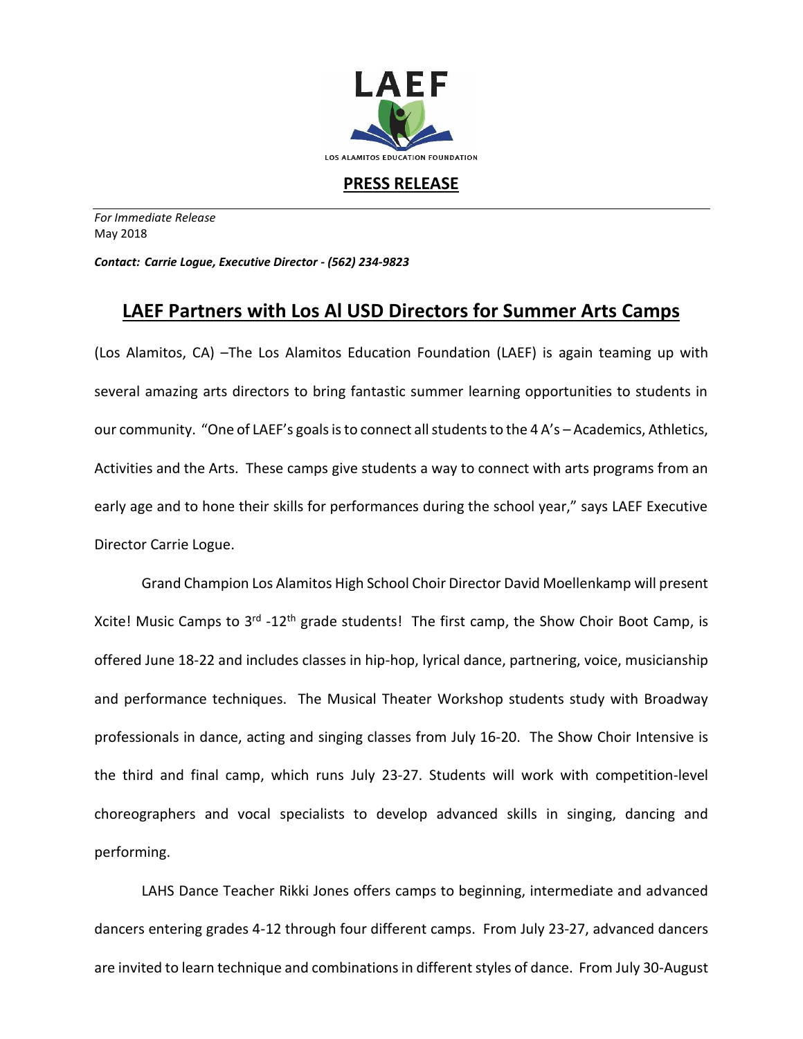LAEF

LOS ALAMITOS EDUCATION FOUNDATION

**PRESS RELEASE**

*For Immediate Release*
May 2018

***Contact: Carrie Logue, Executive Director - (562) 234-9823***

# LAEF Partners with Los Al USD Directors for Summer Arts Camps

(Los Alamitos, CA) –The Los Alamitos Education Foundation (LAEF) is again teaming up with several amazing arts directors to bring fantastic summer learning opportunities to students in our community. "One of LAEF's goals is to connect all students to the 4 A's – Academics, Athletics, Activities and the Arts. These camps give students a way to connect with arts programs from an early age and to hone their skills for performances during the school year," says LAEF Executive Director Carrie Logue.

Grand Champion Los Alamitos High School Choir Director David Moellenkamp will present Xcite! Music Camps to 3rd -12th grade students! The first camp, the Show Choir Boot Camp, is offered June 18-22 and includes classes in hip-hop, lyrical dance, partnering, voice, musicianship and performance techniques. The Musical Theater Workshop students study with Broadway professionals in dance, acting and singing classes from July 16-20. The Show Choir Intensive is the third and final camp, which runs July 23-27. Students will work with competition-level choreographers and vocal specialists to develop advanced skills in singing, dancing and performing.

LAHS Dance Teacher Rikki Jones offers camps to beginning, intermediate and advanced dancers entering grades 4-12 through four different camps. From July 23-27, advanced dancers are invited to learn technique and combinations in different styles of dance. From July 30-August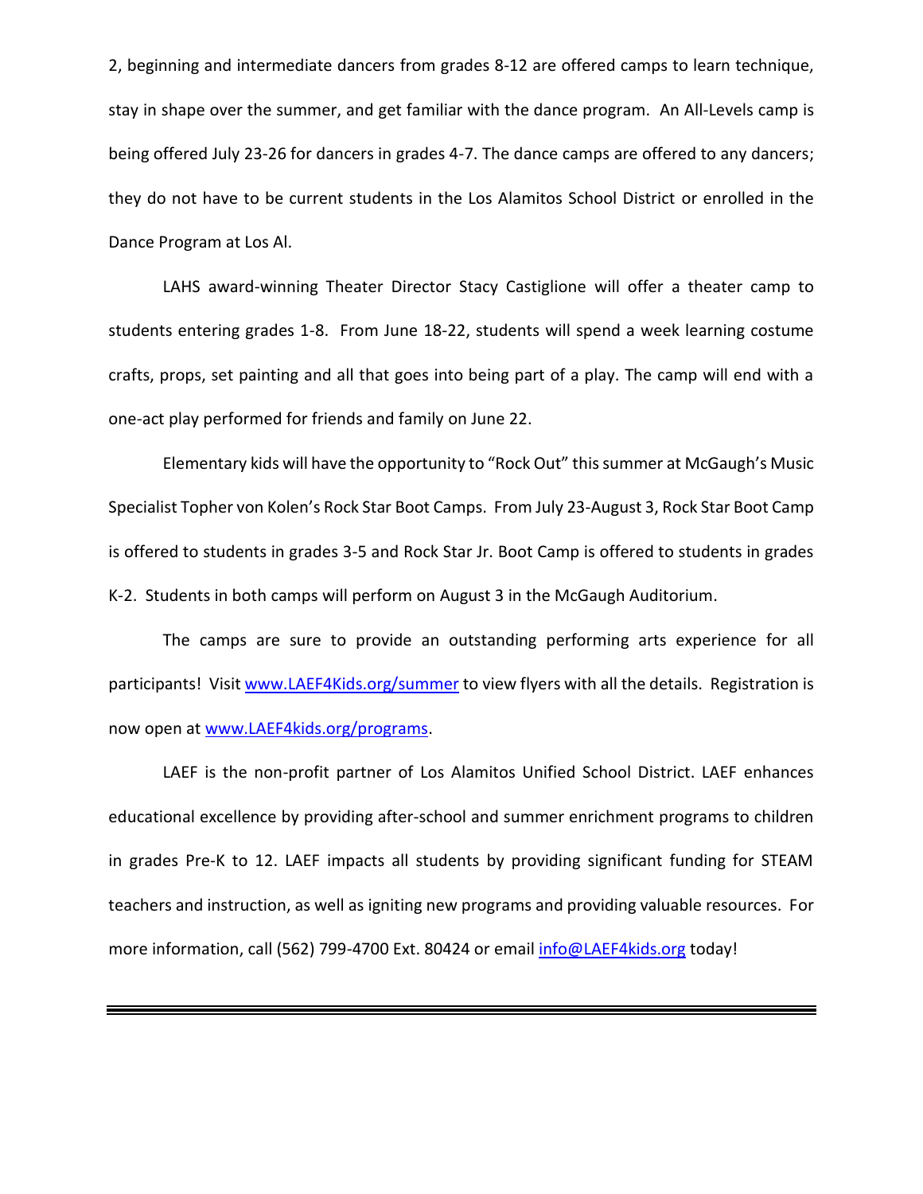2, beginning and intermediate dancers from grades 8-12 are offered camps to learn technique, stay in shape over the summer, and get familiar with the dance program. An All-Levels camp is being offered July 23-26 for dancers in grades 4-7. The dance camps are offered to any dancers; they do not have to be current students in the Los Alamitos School District or enrolled in the Dance Program at Los Al.

LAHS award-winning Theater Director Stacy Castiglione will offer a theater camp to students entering grades 1-8. From June 18-22, students will spend a week learning costume crafts, props, set painting and all that goes into being part of a play. The camp will end with a one-act play performed for friends and family on June 22.

Elementary kids will have the opportunity to "Rock Out" this summer at McGaugh's Music Specialist Topher von Kolen's Rock Star Boot Camps. From July 23-August 3, Rock Star Boot Camp is offered to students in grades 3-5 and Rock Star Jr. Boot Camp is offered to students in grades K-2. Students in both camps will perform on August 3 in the McGaugh Auditorium.

The camps are sure to provide an outstanding performing arts experience for all participants! Visit [www.LAEF4Kids.org/summer](www.LAEF4Kids.org/summer) to view flyers with all the details. Registration is now open at [www.LAEF4kids.org/programs](www.LAEF4kids.org/programs).

LAEF is the non-profit partner of Los Alamitos Unified School District. LAEF enhances educational excellence by providing after-school and summer enrichment programs to children in grades Pre-K to 12. LAEF impacts all students by providing significant funding for STEAM teachers and instruction, as well as igniting new programs and providing valuable resources. For more information, call (562) 799-4700 Ext. 80424 or email [info@LAEF4kids.org](mailto:info@LAEF4kids.org) today!

---